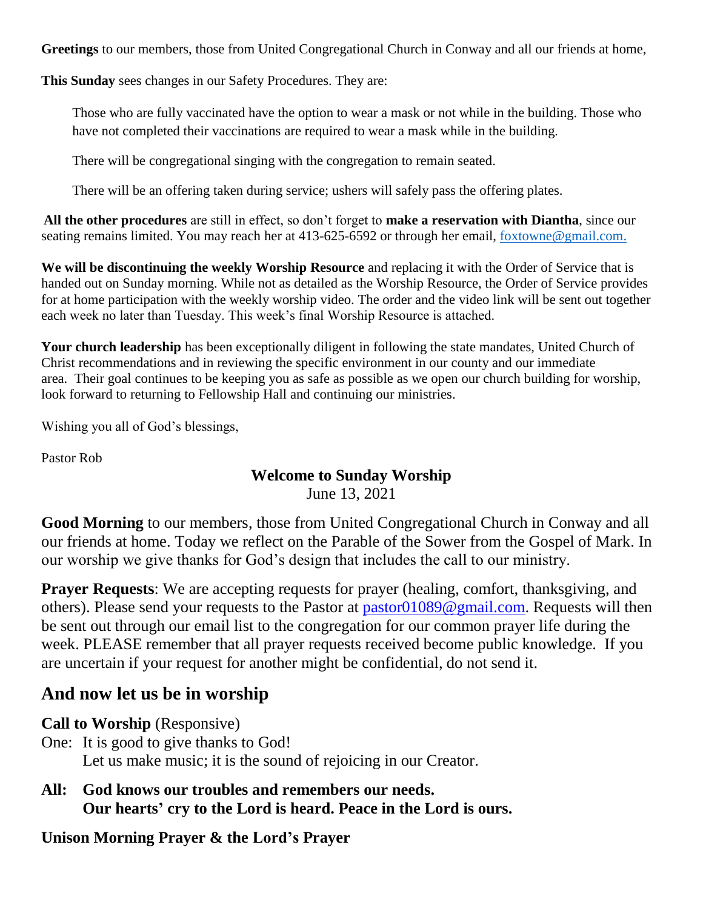**Greetings** to our members, those from United Congregational Church in Conway and all our friends at home,

**This Sunday** sees changes in our Safety Procedures. They are:

> Those who are fully vaccinated have the option to wear a mask or not while in the building. Those who have not completed their vaccinations are required to wear a mask while in the building.
>
> There will be congregational singing with the congregation to remain seated.
>
> There will be an offering taken during service; ushers will safely pass the offering plates.

**All the other procedures** are still in effect, so don't forget to **make a reservation with Diantha**, since our seating remains limited. You may reach her at 413-625-6592 or through her email, foxtowne@gmail.com.

**We will be discontinuing the weekly Worship Resource** and replacing it with the Order of Service that is handed out on Sunday morning. While not as detailed as the Worship Resource, the Order of Service provides for at home participation with the weekly worship video. The order and the video link will be sent out together each week no later than Tuesday. This week's final Worship Resource is attached.

**Your church leadership** has been exceptionally diligent in following the state mandates, United Church of Christ recommendations and in reviewing the specific environment in our county and our immediate area. Their goal continues to be keeping you as safe as possible as we open our church building for worship, look forward to returning to Fellowship Hall and continuing our ministries.

Wishing you all of God's blessings,

Pastor Rob

**Welcome to Sunday Worship**
June 13, 2021

**Good Morning** to our members, those from United Congregational Church in Conway and all our friends at home. Today we reflect on the Parable of the Sower from the Gospel of Mark. In our worship we give thanks for God's design that includes the call to our ministry.

**Prayer Requests**: We are accepting requests for prayer (healing, comfort, thanksgiving, and others). Please send your requests to the Pastor at pastor01089@gmail.com. Requests will then be sent out through our email list to the congregation for our common prayer life during the week. PLEASE remember that all prayer requests received become public knowledge. If you are uncertain if your request for another might be confidential, do not send it.

## And now let us be in worship

**Call to Worship** (Responsive)

One: It is good to give thanks to God!
Let us make music; it is the sound of rejoicing in our Creator.

**All: God knows our troubles and remembers our needs.**
**Our hearts' cry to the Lord is heard. Peace in the Lord is ours.**

**Unison Morning Prayer & the Lord's Prayer**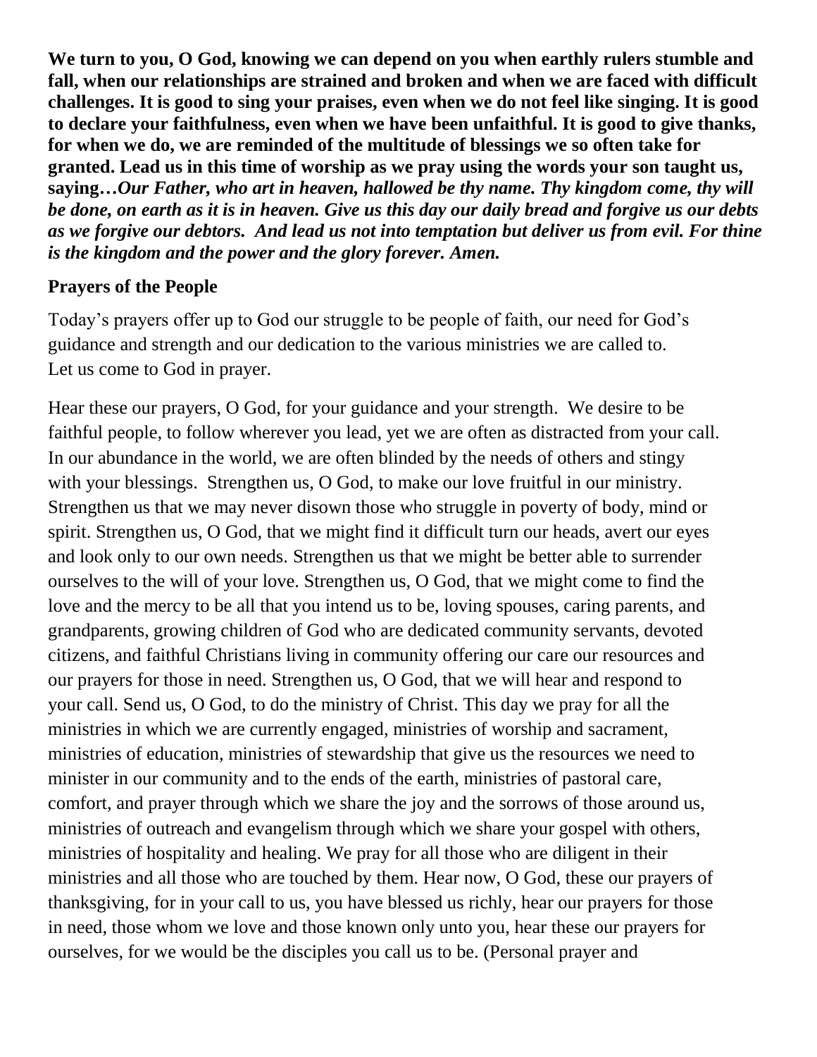**We turn to you, O God, knowing we can depend on you when earthly rulers stumble and fall, when our relationships are strained and broken and when we are faced with difficult challenges. It is good to sing your praises, even when we do not feel like singing. It is good to declare your faithfulness, even when we have been unfaithful. It is good to give thanks, for when we do, we are reminded of the multitude of blessings we so often take for granted. Lead us in this time of worship as we pray using the words your son taught us, saying…*Our Father, who art in heaven, hallowed be thy name. Thy kingdom come, thy will be done, on earth as it is in heaven. Give us this day our daily bread and forgive us our debts as we forgive our debtors. And lead us not into temptation but deliver us from evil. For thine is the kingdom and the power and the glory forever. Amen.***

**Prayers of the People**

Today's prayers offer up to God our struggle to be people of faith, our need for God's guidance and strength and our dedication to the various ministries we are called to. Let us come to God in prayer.

Hear these our prayers, O God, for your guidance and your strength. We desire to be faithful people, to follow wherever you lead, yet we are often as distracted from your call. In our abundance in the world, we are often blinded by the needs of others and stingy with your blessings. Strengthen us, O God, to make our love fruitful in our ministry. Strengthen us that we may never disown those who struggle in poverty of body, mind or spirit. Strengthen us, O God, that we might find it difficult turn our heads, avert our eyes and look only to our own needs. Strengthen us that we might be better able to surrender ourselves to the will of your love. Strengthen us, O God, that we might come to find the love and the mercy to be all that you intend us to be, loving spouses, caring parents, and grandparents, growing children of God who are dedicated community servants, devoted citizens, and faithful Christians living in community offering our care our resources and our prayers for those in need. Strengthen us, O God, that we will hear and respond to your call. Send us, O God, to do the ministry of Christ. This day we pray for all the ministries in which we are currently engaged, ministries of worship and sacrament, ministries of education, ministries of stewardship that give us the resources we need to minister in our community and to the ends of the earth, ministries of pastoral care, comfort, and prayer through which we share the joy and the sorrows of those around us, ministries of outreach and evangelism through which we share your gospel with others, ministries of hospitality and healing. We pray for all those who are diligent in their ministries and all those who are touched by them. Hear now, O God, these our prayers of thanksgiving, for in your call to us, you have blessed us richly, hear our prayers for those in need, those whom we love and those known only unto you, hear these our prayers for ourselves, for we would be the disciples you call us to be. (Personal prayer and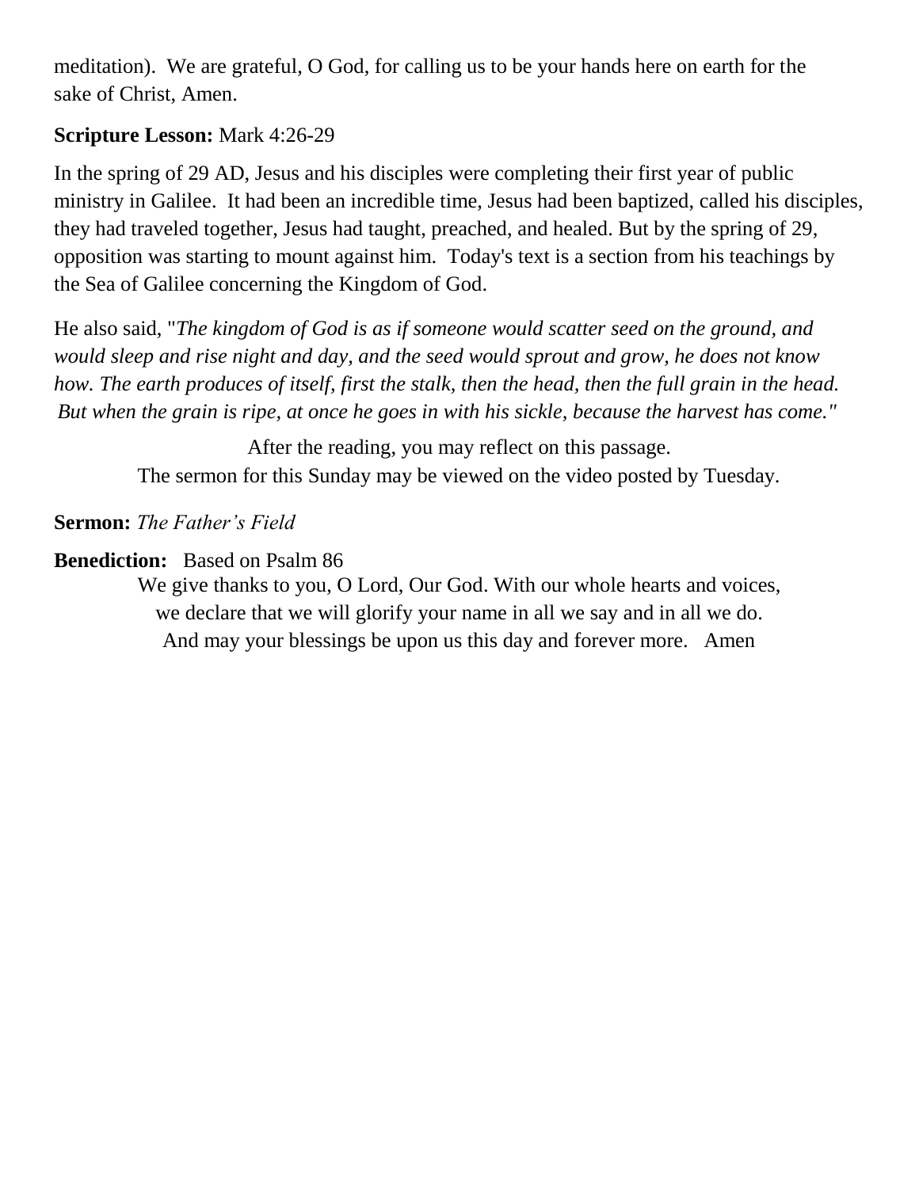meditation). We are grateful, O God, for calling us to be your hands here on earth for the sake of Christ, Amen.

**Scripture Lesson:** Mark 4:26-29

In the spring of 29 AD, Jesus and his disciples were completing their first year of public ministry in Galilee. It had been an incredible time, Jesus had been baptized, called his disciples, they had traveled together, Jesus had taught, preached, and healed. But by the spring of 29, opposition was starting to mount against him. Today's text is a section from his teachings by the Sea of Galilee concerning the Kingdom of God.

He also said, "*The kingdom of God is as if someone would scatter seed on the ground, and would sleep and rise night and day, and the seed would sprout and grow, he does not know how. The earth produces of itself, first the stalk, then the head, then the full grain in the head. But when the grain is ripe, at once he goes in with his sickle, because the harvest has come."*

After the reading, you may reflect on this passage.
The sermon for this Sunday may be viewed on the video posted by Tuesday.

**Sermon:** *The Father's Field*

**Benediction:** Based on Psalm 86

We give thanks to you, O Lord, Our God. With our whole hearts and voices,
we declare that we will glorify your name in all we say and in all we do.
And may your blessings be upon us this day and forever more. Amen